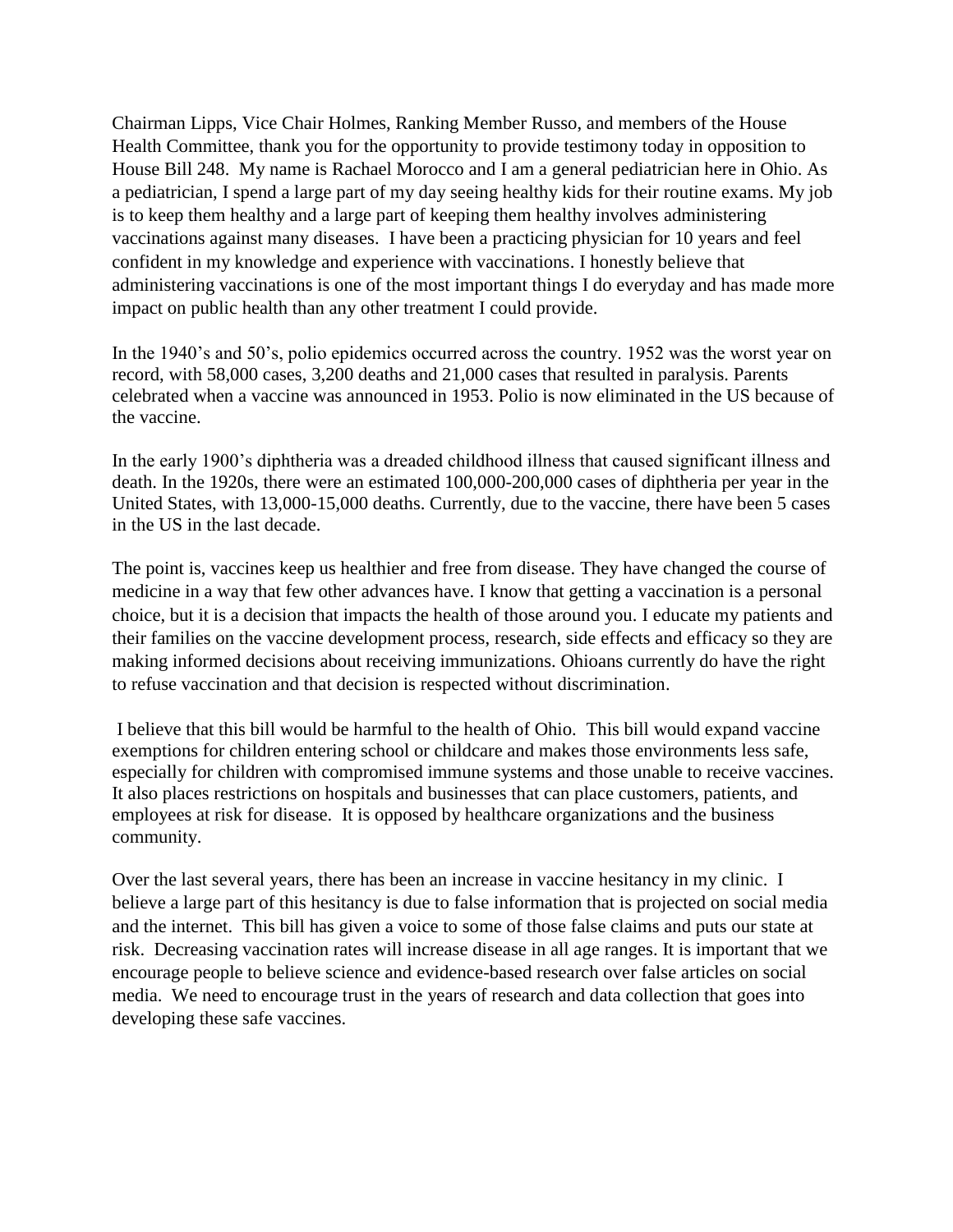Chairman Lipps, Vice Chair Holmes, Ranking Member Russo, and members of the House Health Committee, thank you for the opportunity to provide testimony today in opposition to House Bill 248. My name is Rachael Morocco and I am a general pediatrician here in Ohio. As a pediatrician, I spend a large part of my day seeing healthy kids for their routine exams. My job is to keep them healthy and a large part of keeping them healthy involves administering vaccinations against many diseases. I have been a practicing physician for 10 years and feel confident in my knowledge and experience with vaccinations. I honestly believe that administering vaccinations is one of the most important things I do everyday and has made more impact on public health than any other treatment I could provide.

In the 1940's and 50's, polio epidemics occurred across the country. 1952 was the worst year on record, with 58,000 cases, 3,200 deaths and 21,000 cases that resulted in paralysis. Parents celebrated when a vaccine was announced in 1953. Polio is now eliminated in the US because of the vaccine.

In the early 1900's diphtheria was a dreaded childhood illness that caused significant illness and death. In the 1920s, there were an estimated 100,000-200,000 cases of diphtheria per year in the United States, with 13,000-15,000 deaths. Currently, due to the vaccine, there have been 5 cases in the US in the last decade.

The point is, vaccines keep us healthier and free from disease. They have changed the course of medicine in a way that few other advances have. I know that getting a vaccination is a personal choice, but it is a decision that impacts the health of those around you. I educate my patients and their families on the vaccine development process, research, side effects and efficacy so they are making informed decisions about receiving immunizations. Ohioans currently do have the right to refuse vaccination and that decision is respected without discrimination.

I believe that this bill would be harmful to the health of Ohio. This bill would expand vaccine exemptions for children entering school or childcare and makes those environments less safe, especially for children with compromised immune systems and those unable to receive vaccines. It also places restrictions on hospitals and businesses that can place customers, patients, and employees at risk for disease. It is opposed by healthcare organizations and the business community.

Over the last several years, there has been an increase in vaccine hesitancy in my clinic. I believe a large part of this hesitancy is due to false information that is projected on social media and the internet. This bill has given a voice to some of those false claims and puts our state at risk. Decreasing vaccination rates will increase disease in all age ranges. It is important that we encourage people to believe science and evidence-based research over false articles on social media. We need to encourage trust in the years of research and data collection that goes into developing these safe vaccines.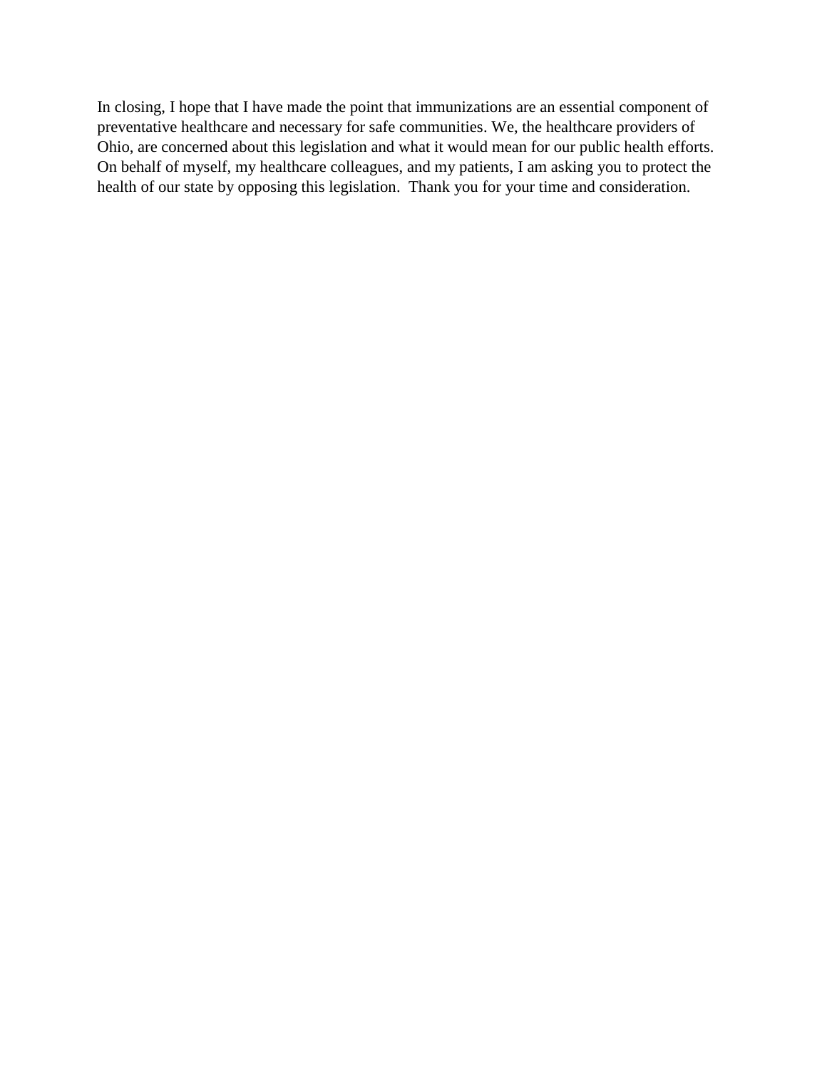In closing, I hope that I have made the point that immunizations are an essential component of preventative healthcare and necessary for safe communities. We, the healthcare providers of Ohio, are concerned about this legislation and what it would mean for our public health efforts. On behalf of myself, my healthcare colleagues, and my patients, I am asking you to protect the health of our state by opposing this legislation. Thank you for your time and consideration.